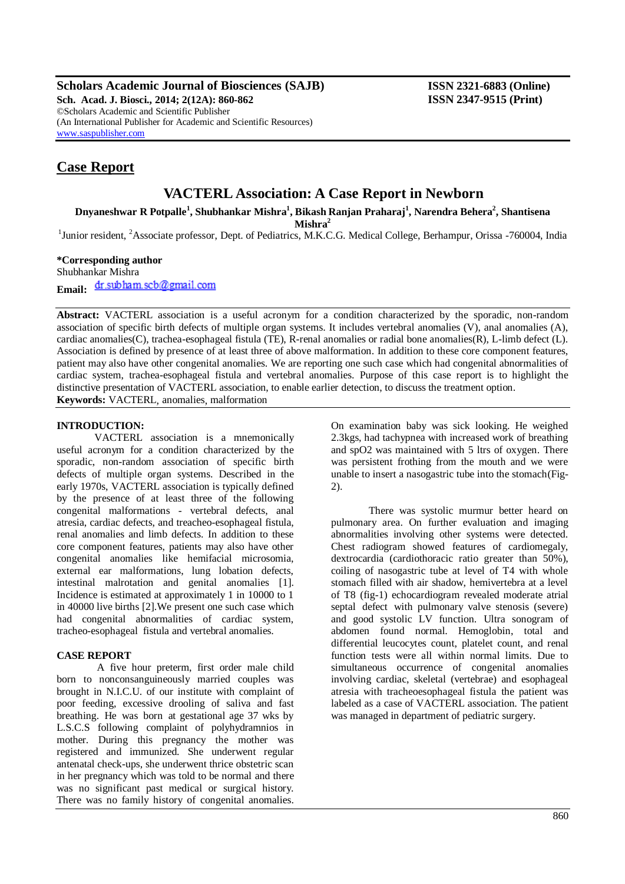Scholars Academic Journal of Biosciences (SAJB)
Sch. Acad. J. Biosci., 2014; 2(12A): 860-862
©Scholars Academic and Scientific Publisher
(An International Publisher for Academic and Scientific Resources)
www.saspublisher.com

ISSN 2321-6883 (Online)
ISSN 2347-9515 (Print)

## Case Report

# VACTERL Association: A Case Report in Newborn

**Dnyaneshwar R Potpalle[1], Shubhankar Mishra[1], Bikash Ranjan Praharaj[1], Narendra Behera[2], Shantisena Mishra[2]**

[1]Junior resident, [2]Associate professor, Dept. of Pediatrics, M.K.C.G. Medical College, Berhampur, Orissa -760004, India

**\*Corresponding author**
Shubhankar Mishra
**Email:** dr.subham.scb@gmail.com

**Abstract:** VACTERL association is a useful acronym for a condition characterized by the sporadic, non-random association of specific birth defects of multiple organ systems. It includes vertebral anomalies (V), anal anomalies (A), cardiac anomalies(C), trachea-esophageal fistula (TE), R-renal anomalies or radial bone anomalies(R), L-limb defect (L). Association is defined by presence of at least three of above malformation. In addition to these core component features, patient may also have other congenital anomalies. We are reporting one such case which had congenital abnormalities of cardiac system, trachea-esophageal fistula and vertebral anomalies. Purpose of this case report is to highlight the distinctive presentation of VACTERL association, to enable earlier detection, to discuss the treatment option.
**Keywords:** VACTERL, anomalies, malformation

## INTRODUCTION:

VACTERL association is a mnemonically useful acronym for a condition characterized by the sporadic, non-random association of specific birth defects of multiple organ systems. Described in the early 1970s, VACTERL association is typically defined by the presence of at least three of the following congenital malformations - vertebral defects, anal atresia, cardiac defects, and treacheo-esophageal fistula, renal anomalies and limb defects. In addition to these core component features, patients may also have other congenital anomalies like hemifacial microsomia, external ear malformations, lung lobation defects, intestinal malrotation and genital anomalies [1]. Incidence is estimated at approximately 1 in 10000 to 1 in 40000 live births [2].We present one such case which had congenital abnormalities of cardiac system, tracheo-esophageal fistula and vertebral anomalies.

## CASE REPORT

A five hour preterm, first order male child born to nonconsanguineously married couples was brought in N.I.C.U. of our institute with complaint of poor feeding, excessive drooling of saliva and fast breathing. He was born at gestational age 37 wks by L.S.C.S following complaint of polyhydramnios in mother. During this pregnancy the mother was registered and immunized. She underwent regular antenatal check-ups, she underwent thrice obstetric scan in her pregnancy which was told to be normal and there was no significant past medical or surgical history. There was no family history of congenital anomalies.

On examination baby was sick looking. He weighed 2.3kgs, had tachypnea with increased work of breathing and spO2 was maintained with 5 ltrs of oxygen. There was persistent frothing from the mouth and we were unable to insert a nasogastric tube into the stomach(Fig-2).

There was systolic murmur better heard on pulmonary area. On further evaluation and imaging abnormalities involving other systems were detected. Chest radiogram showed features of cardiomegaly, dextrocardia (cardiothoracic ratio greater than 50%), coiling of nasogastric tube at level of T4 with whole stomach filled with air shadow, hemivertebra at a level of T8 (fig-1) echocardiogram revealed moderate atrial septal defect with pulmonary valve stenosis (severe) and good systolic LV function. Ultra sonogram of abdomen found normal. Hemoglobin, total and differential leucocytes count, platelet count, and renal function tests were all within normal limits. Due to simultaneous occurrence of congenital anomalies involving cardiac, skeletal (vertebrae) and esophageal atresia with tracheoesophageal fistula the patient was labeled as a case of VACTERL association. The patient was managed in department of pediatric surgery.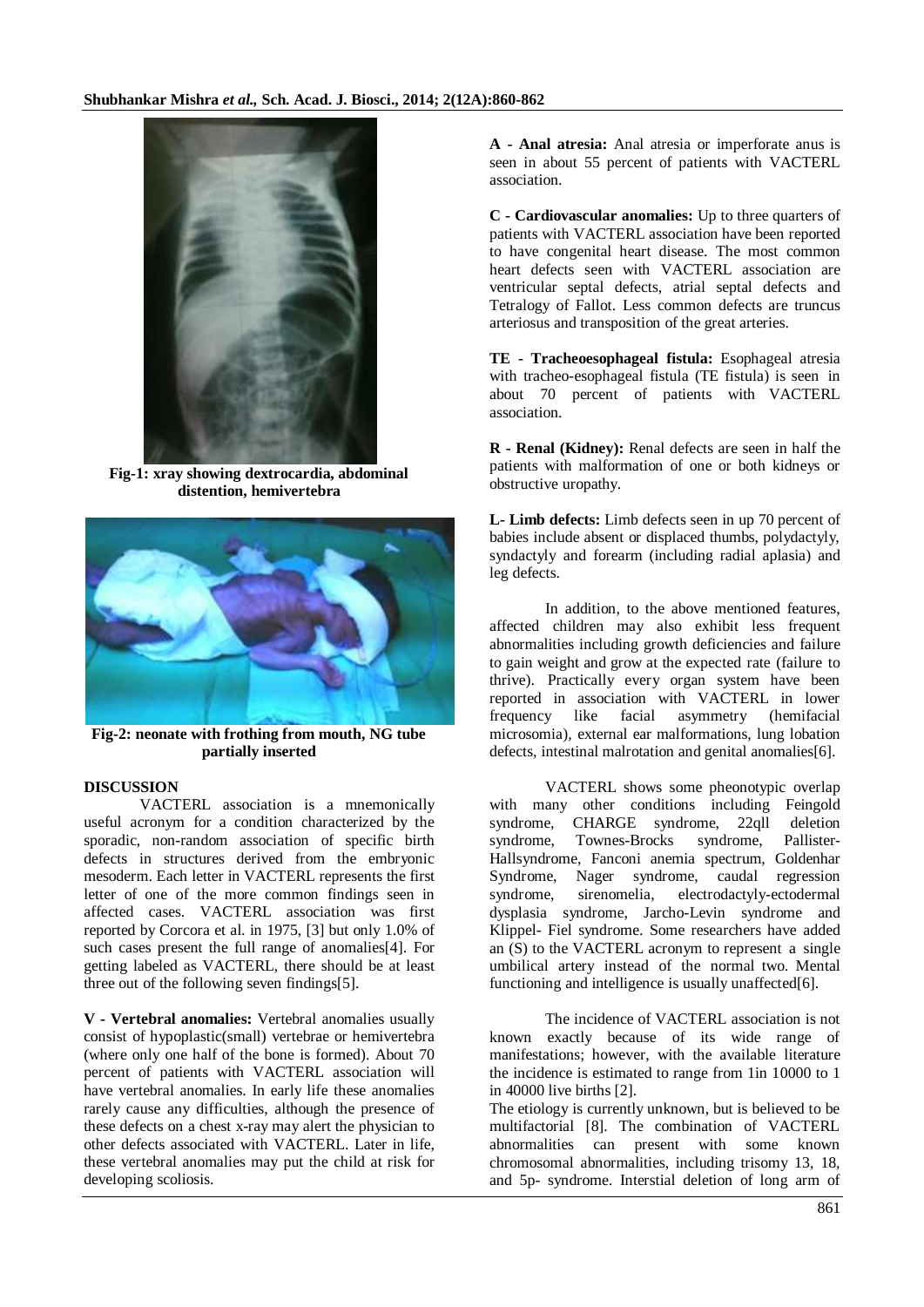Fig-1: xray showing dextrocardia, abdominal distention, hemivertebra

Fig-2: neonate with frothing from mouth, NG tube partially inserted

## DISCUSSION

VACTERL association is a mnemonically useful acronym for a condition characterized by the sporadic, non-random association of specific birth defects in structures derived from the embryonic mesoderm. Each letter in VACTERL represents the first letter of one of the more common findings seen in affected cases. VACTERL association was first reported by Corcora et al. in 1975, [3] but only 1.0% of such cases present the full range of anomalies[4]. For getting labeled as VACTERL, there should be at least three out of the following seven findings[5].

**V - Vertebral anomalies:** Vertebral anomalies usually consist of hypoplastic(small) vertebrae or hemivertebra (where only one half of the bone is formed). About 70 percent of patients with VACTERL association will have vertebral anomalies. In early life these anomalies rarely cause any difficulties, although the presence of these defects on a chest x-ray may alert the physician to other defects associated with VACTERL. Later in life, these vertebral anomalies may put the child at risk for developing scoliosis.

**A - Anal atresia:** Anal atresia or imperforate anus is seen in about 55 percent of patients with VACTERL association.

**C - Cardiovascular anomalies:** Up to three quarters of patients with VACTERL association have been reported to have congenital heart disease. The most common heart defects seen with VACTERL association are ventricular septal defects, atrial septal defects and Tetralogy of Fallot. Less common defects are truncus arteriosus and transposition of the great arteries.

**TE - Tracheoesophageal fistula:** Esophageal atresia with tracheo-esophageal fistula (TE fistula) is seen in about 70 percent of patients with VACTERL association.

**R - Renal (Kidney):** Renal defects are seen in half the patients with malformation of one or both kidneys or obstructive uropathy.

**L- Limb defects:** Limb defects seen in up 70 percent of babies include absent or displaced thumbs, polydactyly, syndactyly and forearm (including radial aplasia) and leg defects.

In addition, to the above mentioned features, affected children may also exhibit less frequent abnormalities including growth deficiencies and failure to gain weight and grow at the expected rate (failure to thrive). Practically every organ system have been reported in association with VACTERL in lower frequency like facial asymmetry (hemifacial microsomia), external ear malformations, lung lobation defects, intestinal malrotation and genital anomalies[6].

VACTERL shows some pheonotypic overlap with many other conditions including Feingold syndrome, CHARGE syndrome, 22qll deletion syndrome, Townes-Brocks syndrome, Pallister-Hallsyndrome, Fanconi anemia spectrum, Goldenhar Syndrome, Nager syndrome, caudal regression syndrome, sirenomelia, electrodactyly-ectodermal dysplasia syndrome, Jarcho-Levin syndrome and Klippel- Fiel syndrome. Some researchers have added an (S) to the VACTERL acronym to represent a single umbilical artery instead of the normal two. Mental functioning and intelligence is usually unaffected[6].

The incidence of VACTERL association is not known exactly because of its wide range of manifestations; however, with the available literature the incidence is estimated to range from 1in 10000 to 1 in 40000 live births [2].

The etiology is currently unknown, but is believed to be multifactorial [8]. The combination of VACTERL abnormalities can present with some known chromosomal abnormalities, including trisomy 13, 18, and 5p- syndrome. Interstial deletion of long arm of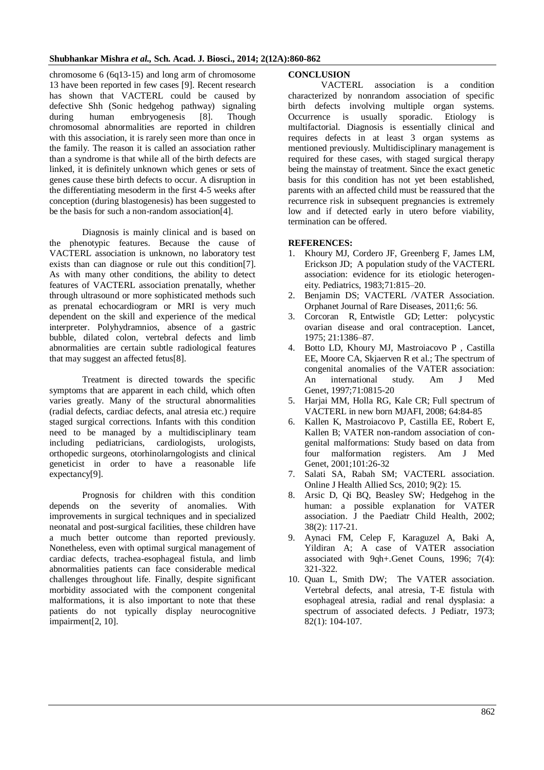chromosome 6 (6q13-15) and long arm of chromosome 13 have been reported in few cases [9]. Recent research has shown that VACTERL could be caused by defective Shh (Sonic hedgehog pathway) signaling during human embryogenesis [8]. Though chromosomal abnormalities are reported in children with this association, it is rarely seen more than once in the family. The reason it is called an association rather than a syndrome is that while all of the birth defects are linked, it is definitely unknown which genes or sets of genes cause these birth defects to occur. A disruption in the differentiating mesoderm in the first 4-5 weeks after conception (during blastogenesis) has been suggested to be the basis for such a non-random association[4].

Diagnosis is mainly clinical and is based on the phenotypic features. Because the cause of VACTERL association is unknown, no laboratory test exists than can diagnose or rule out this condition[7]. As with many other conditions, the ability to detect features of VACTERL association prenatally, whether through ultrasound or more sophisticated methods such as prenatal echocardiogram or MRI is very much dependent on the skill and experience of the medical interpreter. Polyhydramnios, absence of a gastric bubble, dilated colon, vertebral defects and limb abnormalities are certain subtle radiological features that may suggest an affected fetus[8].

Treatment is directed towards the specific symptoms that are apparent in each child, which often varies greatly. Many of the structural abnormalities (radial defects, cardiac defects, anal atresia etc.) require staged surgical corrections. Infants with this condition need to be managed by a multidisciplinary team including pediatricians, cardiologists, urologists, orthopedic surgeons, otorhinolarngologists and clinical geneticist in order to have a reasonable life expectancy[9].

Prognosis for children with this condition depends on the severity of anomalies. With improvements in surgical techniques and in specialized neonatal and post-surgical facilities, these children have a much better outcome than reported previously. Nonetheless, even with optimal surgical management of cardiac defects, trachea-esophageal fistula, and limb abnormalities patients can face considerable medical challenges throughout life. Finally, despite significant morbidity associated with the component congenital malformations, it is also important to note that these patients do not typically display neurocognitive impairment[2, 10].

## CONCLUSION

VACTERL association is a condition characterized by nonrandom association of specific birth defects involving multiple organ systems. Occurrence is usually sporadic. Etiology is multifactorial. Diagnosis is essentially clinical and requires defects in at least 3 organ systems as mentioned previously. Multidisciplinary management is required for these cases, with staged surgical therapy being the mainstay of treatment. Since the exact genetic basis for this condition has not yet been established, parents with an affected child must be reassured that the recurrence risk in subsequent pregnancies is extremely low and if detected early in utero before viability, termination can be offered.

## REFERENCES:

1. Khoury MJ, Cordero JF, Greenberg F, James LM, Erickson JD; A population study of the VACTERL association: evidence for its etiologic heterogeneity. Pediatrics, 1983;71:815–20.
2. Benjamin DS; VACTERL /VATER Association. Orphanet Journal of Rare Diseases, 2011;6: 56.
3. Corcoran R, Entwistle GD; Letter: polycystic ovarian disease and oral contraception. Lancet, 1975; 21:1386–87.
4. Botto LD, Khoury MJ, Mastroiacovo P , Castilla EE, Moore CA, Skjaerven R et al.; The spectrum of congenital anomalies of the VATER association: An international study. Am J Med Genet, 1997;71:0815-20
5. Harjai MM, Holla RG, Kale CR; Full spectrum of VACTERL in new born MJAFI, 2008; 64:84-85
6. Kallen K, Mastroiacovo P, Castilla EE, Robert E, Kallen B; VATER non-random association of congenital malformations: Study based on data from four malformation registers. Am J Med Genet, 2001;101:26-32
7. Salati SA, Rabah SM; VACTERL association. Online J Health Allied Scs, 2010; 9(2): 15.
8. Arsic D, Qi BQ, Beasley SW; Hedgehog in the human: a possible explanation for VATER association. J the Paediatr Child Health, 2002; 38(2): 117-21.
9. Aynaci FM, Celep F, Karaguzel A, Baki A, Yildiran A; A case of VATER association associated with 9qh+.Genet Couns, 1996; 7(4): 321-322.
10. Quan L, Smith DW; The VATER association. Vertebral defects, anal atresia, T-E fistula with esophageal atresia, radial and renal dysplasia: a spectrum of associated defects. J Pediatr, 1973; 82(1): 104-107.